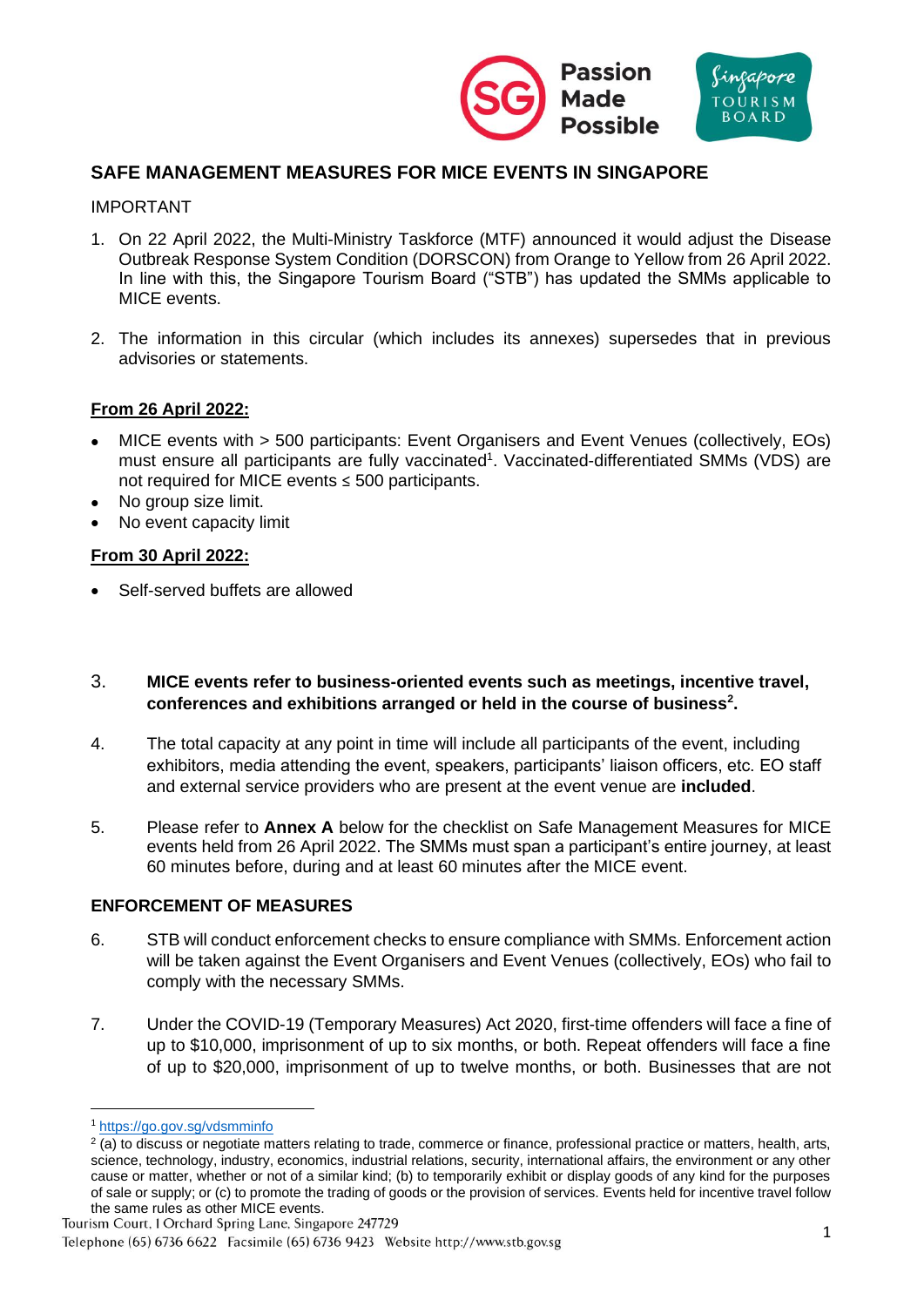# SAFE MANAGEMENT MEASURES FOR MICE EVENTS IN SINGAPORE

IMPORTANT

1. On 22 April 2022, the Multi-Ministry Taskforce (MTF) announced it would adjust the Disease Outbreak Response System Condition (DORSCON) from Orange to Yellow from 26 April 2022. In line with this, the Singapore Tourism Board ("STB") has updated the SMMs applicable to MICE events.

2. The information in this circular (which includes its annexes) supersedes that in previous advisories or statements.

**From 26 April 2022:**

- MICE events with > 500 participants: Event Organisers and Event Venues (collectively, EOs) must ensure all participants are fully vaccinated[1]. Vaccinated-differentiated SMMs (VDS) are not required for MICE events ≤ 500 participants.
- No group size limit.
- No event capacity limit

**From 30 April 2022:**

- Self-served buffets are allowed

3. **MICE events refer to business-oriented events such as meetings, incentive travel, conferences and exhibitions arranged or held in the course of business[2].**

4. The total capacity at any point in time will include all participants of the event, including exhibitors, media attending the event, speakers, participants' liaison officers, etc. EO staff and external service providers who are present at the event venue are **included**.

5. Please refer to **Annex A** below for the checklist on Safe Management Measures for MICE events held from 26 April 2022. The SMMs must span a participant's entire journey, at least 60 minutes before, during and at least 60 minutes after the MICE event.

## ENFORCEMENT OF MEASURES

6. STB will conduct enforcement checks to ensure compliance with SMMs. Enforcement action will be taken against the Event Organisers and Event Venues (collectively, EOs) who fail to comply with the necessary SMMs.

7. Under the COVID-19 (Temporary Measures) Act 2020, first-time offenders will face a fine of up to $10,000, imprisonment of up to six months, or both. Repeat offenders will face a fine of up to $20,000, imprisonment of up to twelve months, or both. Businesses that are not

---

[1] https://go.gov.sg/vdsmminfo

[2] (a) to discuss or negotiate matters relating to trade, commerce or finance, professional practice or matters, health, arts, science, technology, industry, economics, industrial relations, security, international affairs, the environment or any other cause or matter, whether or not of a similar kind; (b) to temporarily exhibit or display goods of any kind for the purposes of sale or supply; or (c) to promote the trading of goods or the provision of services. Events held for incentive travel follow the same rules as other MICE events.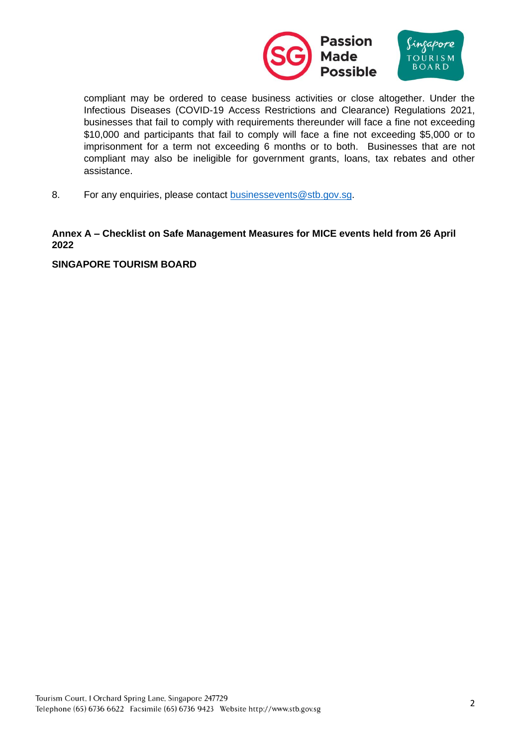compliant may be ordered to cease business activities or close altogether. Under the Infectious Diseases (COVID-19 Access Restrictions and Clearance) Regulations 2021, businesses that fail to comply with requirements thereunder will face a fine not exceeding $10,000 and participants that fail to comply will face a fine not exceeding $5,000 or to imprisonment for a term not exceeding 6 months or to both. Businesses that are not compliant may also be ineligible for government grants, loans, tax rebates and other assistance.

8. For any enquiries, please contact businessevents@stb.gov.sg.

**Annex A – Checklist on Safe Management Measures for MICE events held from 26 April 2022**

**SINGAPORE TOURISM BOARD**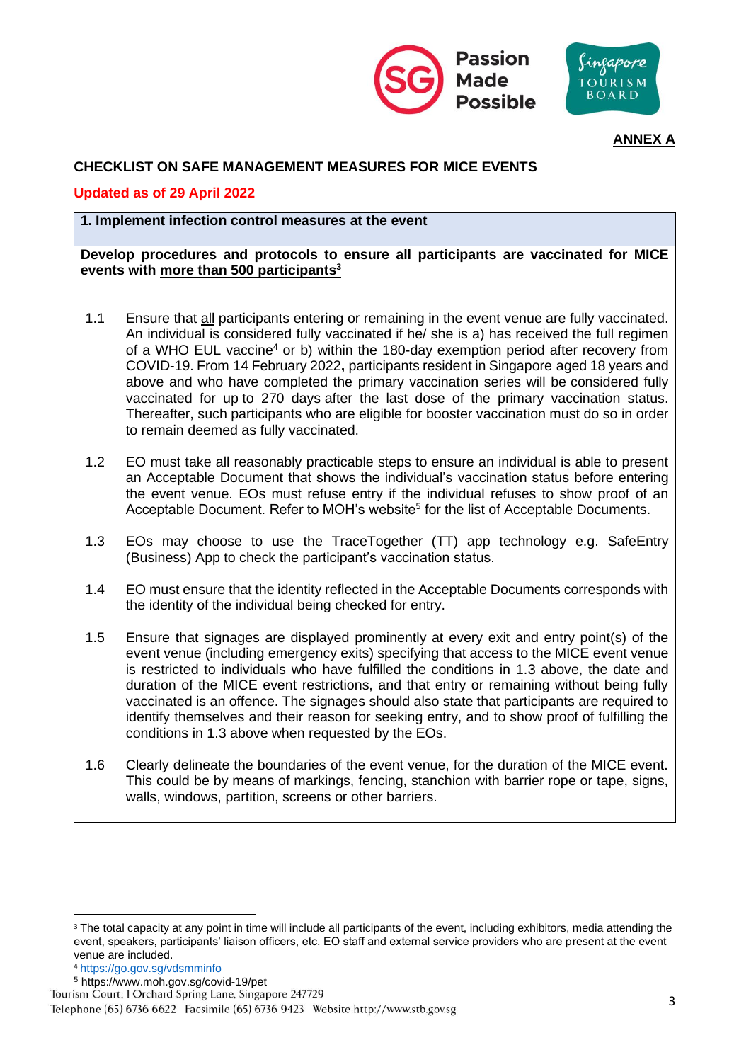**ANNEX A**

**CHECKLIST ON SAFE MANAGEMENT MEASURES FOR MICE EVENTS**

**Updated as of 29 April 2022**

**1. Implement infection control measures at the event**

**Develop procedures and protocols to ensure all participants are vaccinated for MICE events with more than 500 participants[3]**

1.1 Ensure that all participants entering or remaining in the event venue are fully vaccinated. An individual is considered fully vaccinated if he/ she is a) has received the full regimen of a WHO EUL vaccine[4] or b) within the 180-day exemption period after recovery from COVID-19. From 14 February 2022**,** participants resident in Singapore aged 18 years and above and who have completed the primary vaccination series will be considered fully vaccinated for up to 270 days after the last dose of the primary vaccination status. Thereafter, such participants who are eligible for booster vaccination must do so in order to remain deemed as fully vaccinated.

1.2 EO must take all reasonably practicable steps to ensure an individual is able to present an Acceptable Document that shows the individual's vaccination status before entering the event venue. EOs must refuse entry if the individual refuses to show proof of an Acceptable Document. Refer to MOH's website[5] for the list of Acceptable Documents.

1.3 EOs may choose to use the TraceTogether (TT) app technology e.g. SafeEntry (Business) App to check the participant's vaccination status.

1.4 EO must ensure that the identity reflected in the Acceptable Documents corresponds with the identity of the individual being checked for entry.

1.5 Ensure that signages are displayed prominently at every exit and entry point(s) of the event venue (including emergency exits) specifying that access to the MICE event venue is restricted to individuals who have fulfilled the conditions in 1.3 above, the date and duration of the MICE event restrictions, and that entry or remaining without being fully vaccinated is an offence. The signages should also state that participants are required to identify themselves and their reason for seeking entry, and to show proof of fulfilling the conditions in 1.3 above when requested by the EOs.

1.6 Clearly delineate the boundaries of the event venue, for the duration of the MICE event. This could be by means of markings, fencing, stanchion with barrier rope or tape, signs, walls, windows, partition, screens or other barriers.

---

[3] The total capacity at any point in time will include all participants of the event, including exhibitors, media attending the event, speakers, participants' liaison officers, etc. EO staff and external service providers who are present at the event venue are included.

[4] https://go.gov.sg/vdsmminfo

[5] https://www.moh.gov.sg/covid-19/pet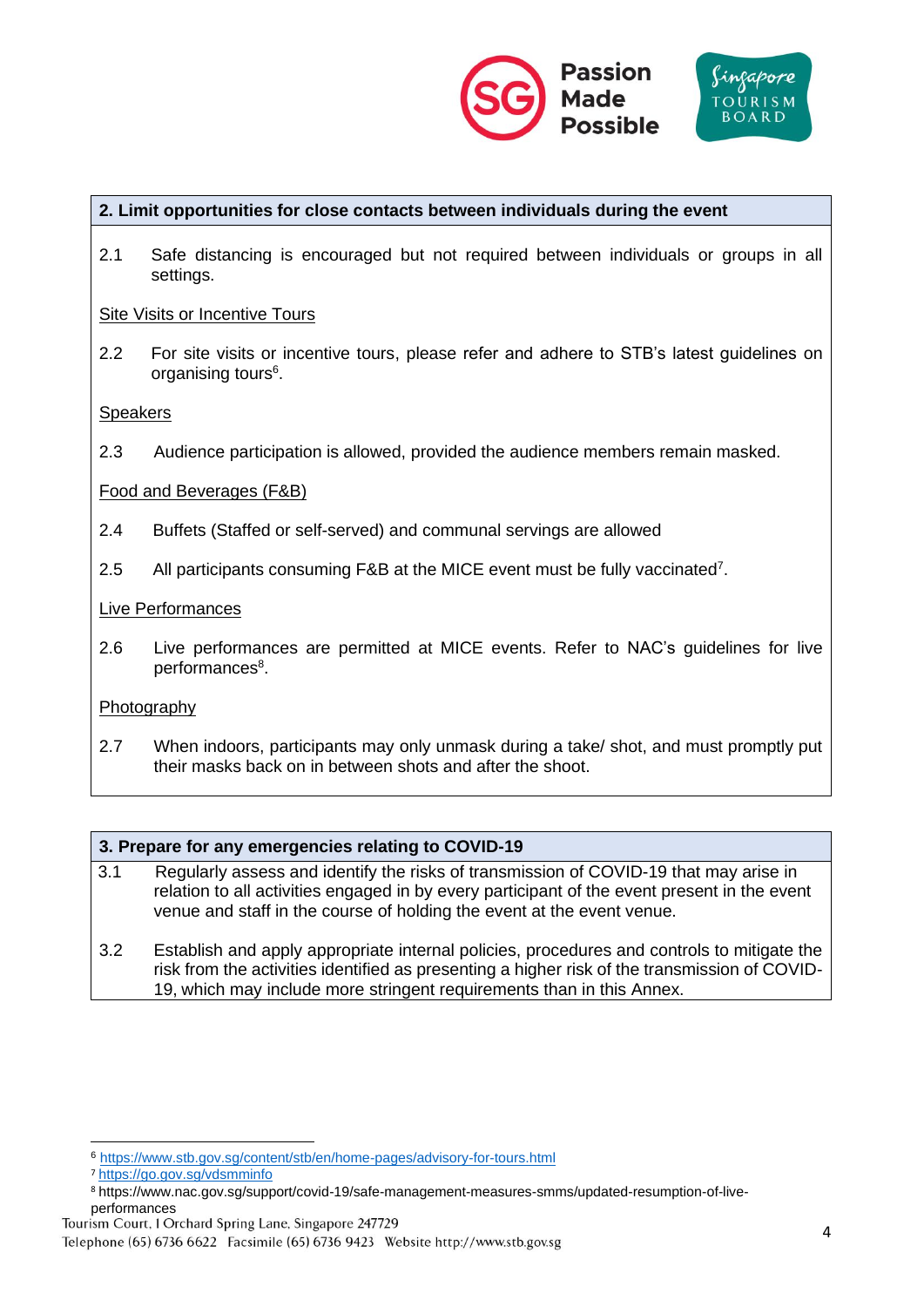**2. Limit opportunities for close contacts between individuals during the event**

2.1 Safe distancing is encouraged but not required between individuals or groups in all settings.

Site Visits or Incentive Tours

2.2 For site visits or incentive tours, please refer and adhere to STB's latest guidelines on organising tours[6].

Speakers

2.3 Audience participation is allowed, provided the audience members remain masked.

Food and Beverages (F&B)

2.4 Buffets (Staffed or self-served) and communal servings are allowed

2.5 All participants consuming F&B at the MICE event must be fully vaccinated[7].

Live Performances

2.6 Live performances are permitted at MICE events. Refer to NAC's guidelines for live performances[8].

Photography

2.7 When indoors, participants may only unmask during a take/ shot, and must promptly put their masks back on in between shots and after the shoot.

**3. Prepare for any emergencies relating to COVID-19**

3.1 Regularly assess and identify the risks of transmission of COVID-19 that may arise in relation to all activities engaged in by every participant of the event present in the event venue and staff in the course of holding the event at the event venue.

3.2 Establish and apply appropriate internal policies, procedures and controls to mitigate the risk from the activities identified as presenting a higher risk of the transmission of COVID-19, which may include more stringent requirements than in this Annex.

---

[6] https://www.stb.gov.sg/content/stb/en/home-pages/advisory-for-tours.html

[7] https://go.gov.sg/vdsmminfo

[8] https://www.nac.gov.sg/support/covid-19/safe-management-measures-smms/updated-resumption-of-live-performances

Tourism Court, 1 Orchard Spring Lane, Singapore 247729
Telephone (65) 6736 6622 Facsimile (65) 6736 9423 Website http://www.stb.gov.sg